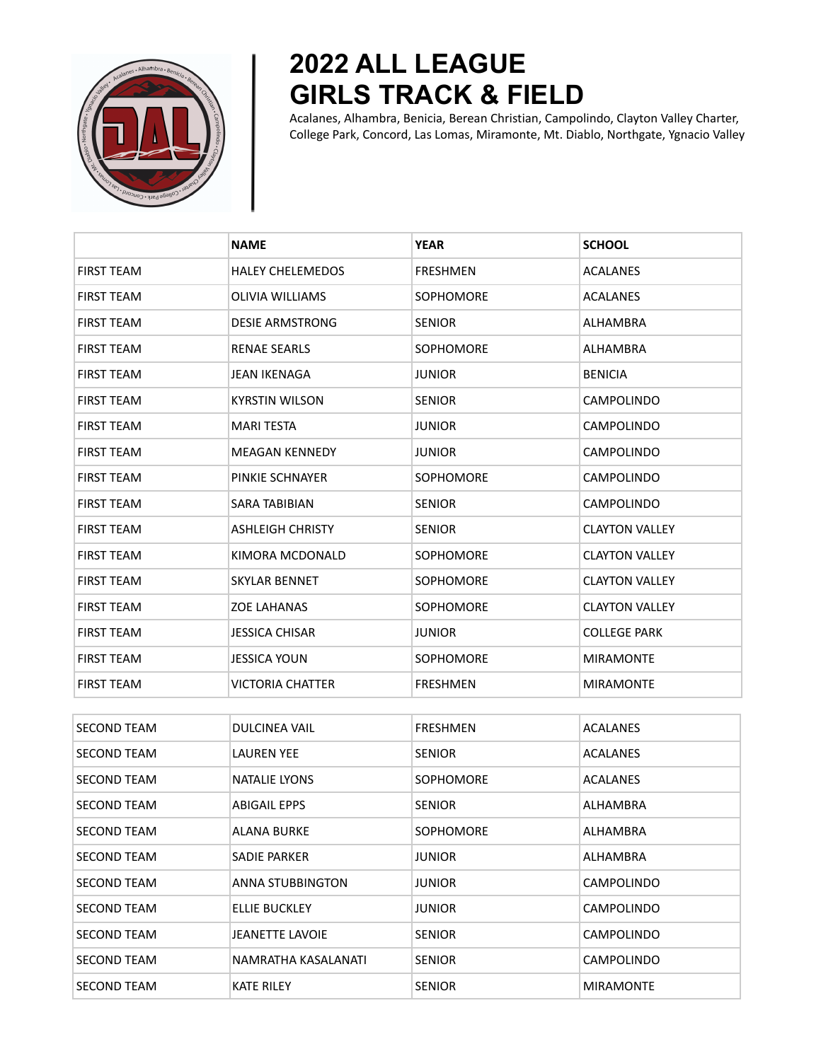# 2022 ALL LEAGUE GIRLS TRACK & FIELD

Acalanes, Alhambra, Benicia, Berean Christian, Campolindo, Clayton Valley Charter, College Park, Concord, Las Lomas, Miramonte, Mt. Diablo, Northgate, Ygnacio Valley

| | NAME | YEAR | SCHOOL |
|---|---|---|---|
| FIRST TEAM | HALEY CHELEMEDOS | FRESHMEN | ACALANES |
| FIRST TEAM | OLIVIA WILLIAMS | SOPHOMORE | ACALANES |
| FIRST TEAM | DESIE ARMSTRONG | SENIOR | ALHAMBRA |
| FIRST TEAM | RENAE SEARLS | SOPHOMORE | ALHAMBRA |
| FIRST TEAM | JEAN IKENAGA | JUNIOR | BENICIA |
| FIRST TEAM | KYRSTIN WILSON | SENIOR | CAMPOLINDO |
| FIRST TEAM | MARI TESTA | JUNIOR | CAMPOLINDO |
| FIRST TEAM | MEAGAN KENNEDY | JUNIOR | CAMPOLINDO |
| FIRST TEAM | PINKIE SCHNAYER | SOPHOMORE | CAMPOLINDO |
| FIRST TEAM | SARA TABIBIAN | SENIOR | CAMPOLINDO |
| FIRST TEAM | ASHLEIGH CHRISTY | SENIOR | CLAYTON VALLEY |
| FIRST TEAM | KIMORA MCDONALD | SOPHOMORE | CLAYTON VALLEY |
| FIRST TEAM | SKYLAR BENNET | SOPHOMORE | CLAYTON VALLEY |
| FIRST TEAM | ZOE LAHANAS | SOPHOMORE | CLAYTON VALLEY |
| FIRST TEAM | JESSICA CHISAR | JUNIOR | COLLEGE PARK |
| FIRST TEAM | JESSICA YOUN | SOPHOMORE | MIRAMONTE |
| FIRST TEAM | VICTORIA CHATTER | FRESHMEN | MIRAMONTE |

| | | | |
|---|---|---|---|
| SECOND TEAM | DULCINEA VAIL | FRESHMEN | ACALANES |
| SECOND TEAM | LAUREN YEE | SENIOR | ACALANES |
| SECOND TEAM | NATALIE LYONS | SOPHOMORE | ACALANES |
| SECOND TEAM | ABIGAIL EPPS | SENIOR | ALHAMBRA |
| SECOND TEAM | ALANA BURKE | SOPHOMORE | ALHAMBRA |
| SECOND TEAM | SADIE PARKER | JUNIOR | ALHAMBRA |
| SECOND TEAM | ANNA STUBBINGTON | JUNIOR | CAMPOLINDO |
| SECOND TEAM | ELLIE BUCKLEY | JUNIOR | CAMPOLINDO |
| SECOND TEAM | JEANETTE LAVOIE | SENIOR | CAMPOLINDO |
| SECOND TEAM | NAMRATHA KASALANATI | SENIOR | CAMPOLINDO |
| SECOND TEAM | KATE RILEY | SENIOR | MIRAMONTE |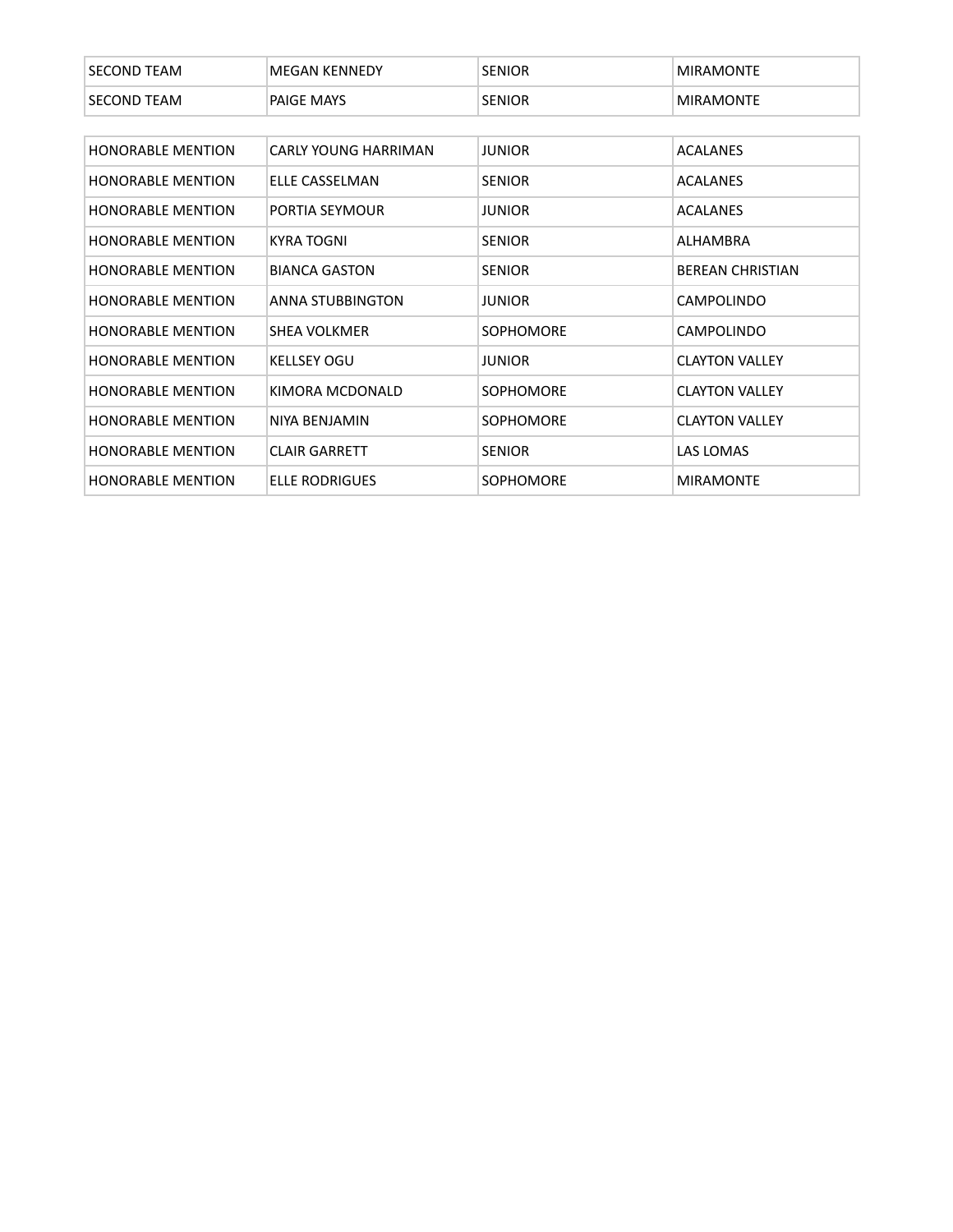| | | | |
|---|---|---|---|
| SECOND TEAM | MEGAN KENNEDY | SENIOR | MIRAMONTE |
| SECOND TEAM | PAIGE MAYS | SENIOR | MIRAMONTE |

| | | | |
|---|---|---|---|
| HONORABLE MENTION | CARLY YOUNG HARRIMAN | JUNIOR | ACALANES |
| HONORABLE MENTION | ELLE CASSELMAN | SENIOR | ACALANES |
| HONORABLE MENTION | PORTIA SEYMOUR | JUNIOR | ACALANES |
| HONORABLE MENTION | KYRA TOGNI | SENIOR | ALHAMBRA |
| HONORABLE MENTION | BIANCA GASTON | SENIOR | BEREAN CHRISTIAN |
| HONORABLE MENTION | ANNA STUBBINGTON | JUNIOR | CAMPOLINDO |
| HONORABLE MENTION | SHEA VOLKMER | SOPHOMORE | CAMPOLINDO |
| HONORABLE MENTION | KELLSEY OGU | JUNIOR | CLAYTON VALLEY |
| HONORABLE MENTION | KIMORA MCDONALD | SOPHOMORE | CLAYTON VALLEY |
| HONORABLE MENTION | NIYA BENJAMIN | SOPHOMORE | CLAYTON VALLEY |
| HONORABLE MENTION | CLAIR GARRETT | SENIOR | LAS LOMAS |
| HONORABLE MENTION | ELLE RODRIGUES | SOPHOMORE | MIRAMONTE |